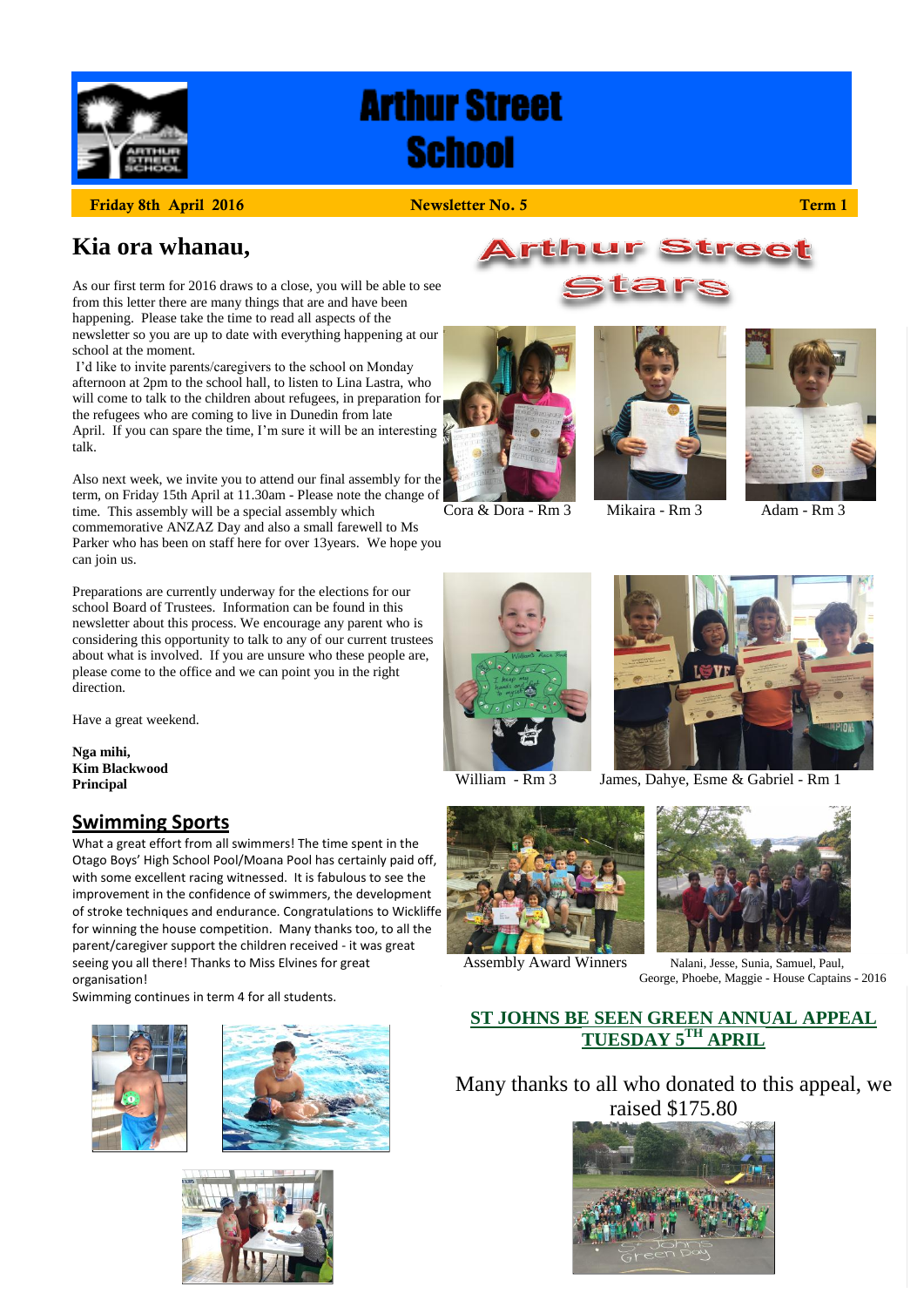# Arthur Street School

**Friday 8th April 2016** **Newsletter No. 5** **Term 1**

## Kia ora whanau,

As our first term for 2016 draws to a close, you will be able to see from this letter there are many things that are and have been happening. Please take the time to read all aspects of the newsletter so you are up to date with everything happening at our school at the moment.

I'd like to invite parents/caregivers to the school on Monday afternoon at 2pm to the school hall, to listen to Lina Lastra, who will come to talk to the children about refugees, in preparation for the refugees who are coming to live in Dunedin from late April. If you can spare the time, I'm sure it will be an interesting talk.

Also next week, we invite you to attend our final assembly for the term, on Friday 15th April at 11.30am - Please note the change of time. This assembly will be a special assembly which commemorative ANZAZ Day and also a small farewell to Ms Parker who has been on staff here for over 13years. We hope you can join us.

Preparations are currently underway for the elections for our school Board of Trustees. Information can be found in this newsletter about this process. We encourage any parent who is considering this opportunity to talk to any of our current trustees about what is involved. If you are unsure who these people are, please come to the office and we can point you in the right direction.

Have a great weekend.

**Nga mihi,**
**Kim Blackwood**
**Principal**

## Swimming Sports

What a great effort from all swimmers! The time spent in the Otago Boys' High School Pool/Moana Pool has certainly paid off, with some excellent racing witnessed. It is fabulous to see the improvement in the confidence of swimmers, the development of stroke techniques and endurance. Congratulations to Wickliffe for winning the house competition. Many thanks too, to all the parent/caregiver support the children received - it was great seeing you all there! Thanks to Miss Elvines for great organisation!

Swimming continues in term 4 for all students.

## Arthur Street Stars

Cora & Dora - Rm 3

Mikaira - Rm 3

Adam - Rm 3

William - Rm 3

James, Dahye, Esme & Gabriel - Rm 1

Assembly Award Winners

Nalani, Jesse, Sunia, Samuel, Paul, George, Phoebe, Maggie - House Captains - 2016

## ST JOHNS BE SEEN GREEN ANNUAL APPEAL TUESDAY 5TH APRIL

Many thanks to all who donated to this appeal, we raised $175.80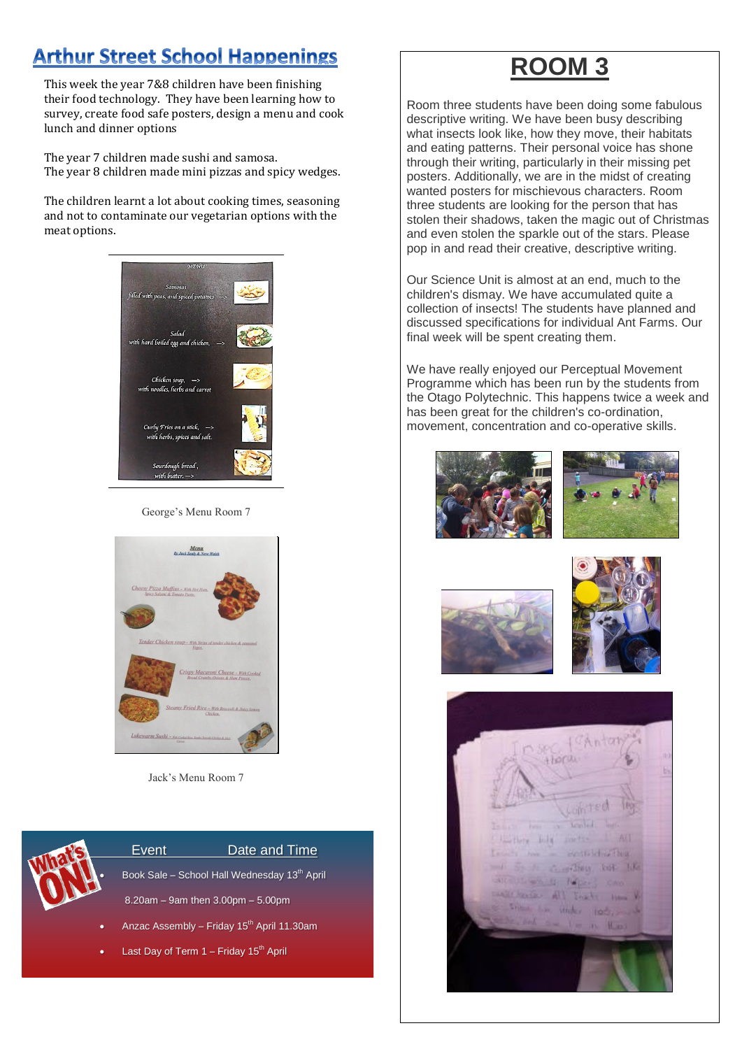# Arthur Street School Happenings

This week the year 7&8 children have been finishing their food technology. They have been learning how to survey, create food safe posters, design a menu and cook lunch and dinner options

The year 7 children made sushi and samosa.
The year 8 children made mini pizzas and spicy wedges.

The children learnt a lot about cooking times, seasoning and not to contaminate our vegetarian options with the meat options.

George's Menu Room 7

Jack's Menu Room 7

| Event | Date and Time |
|---|---|
| Book Sale – School Hall Wednesday 13th April | 8.20am – 9am then 3.00pm – 5.00pm |
| Anzac Assembly – Friday 15th April 11.30am | |
| Last Day of Term 1 – Friday 15th April | |

# ROOM 3

Room three students have been doing some fabulous descriptive writing. We have been busy describing what insects look like, how they move, their habitats and eating patterns. Their personal voice has shone through their writing, particularly in their missing pet posters. Additionally, we are in the midst of creating wanted posters for mischievous characters. Room three students are looking for the person that has stolen their shadows, taken the magic out of Christmas and even stolen the sparkle out of the stars. Please pop in and read their creative, descriptive writing.

Our Science Unit is almost at an end, much to the children's dismay. We have accumulated quite a collection of insects! The students have planned and discussed specifications for individual Ant Farms. Our final week will be spent creating them.

We have really enjoyed our Perceptual Movement Programme which has been run by the students from the Otago Polytechnic. This happens twice a week and has been great for the children's co-ordination, movement, concentration and co-operative skills.